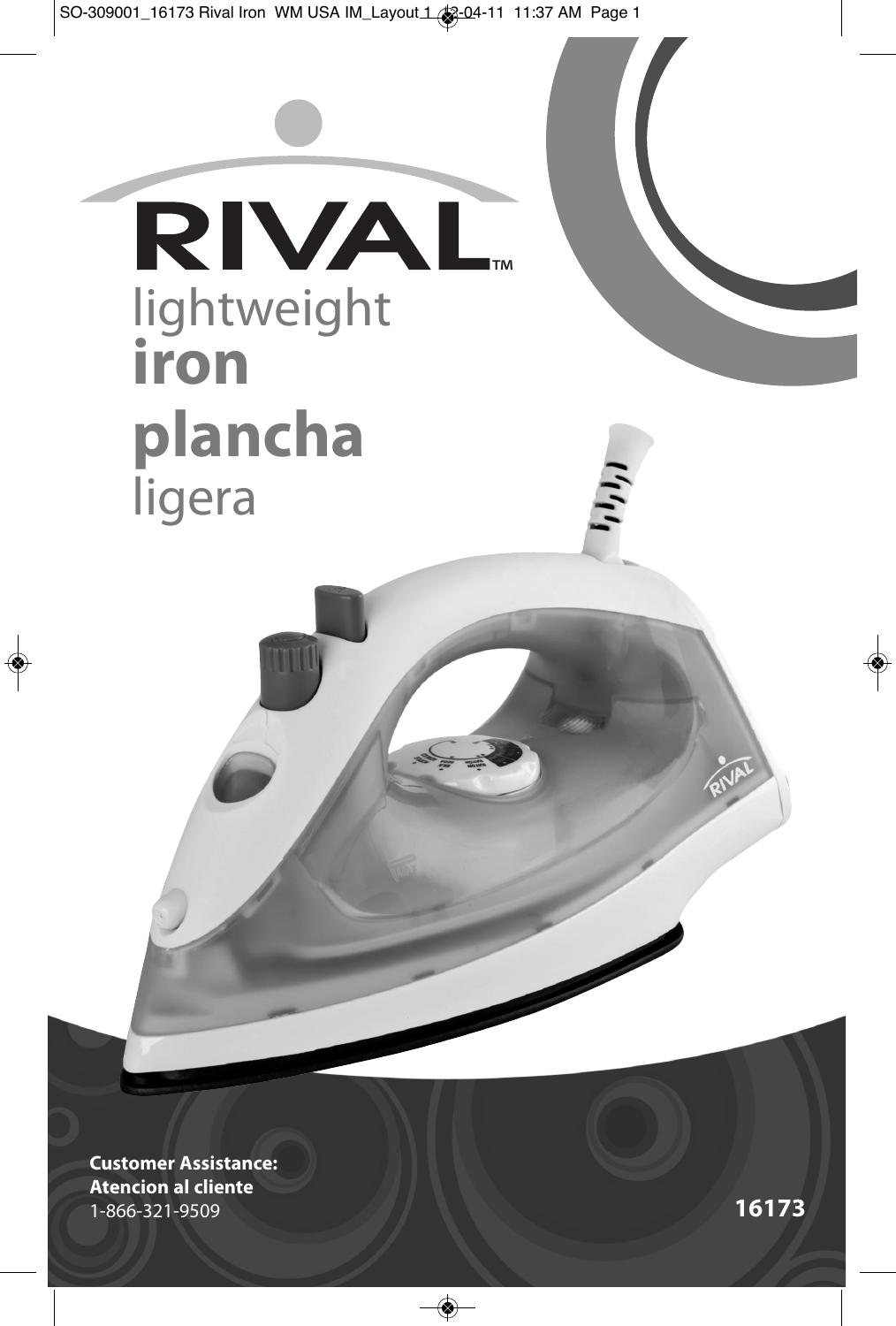# RIVAL™

## lightweight **iron**

## **plancha** ligera

**Customer Assistance:**
**Atencion al cliente**
1-866-321-9509

**16173**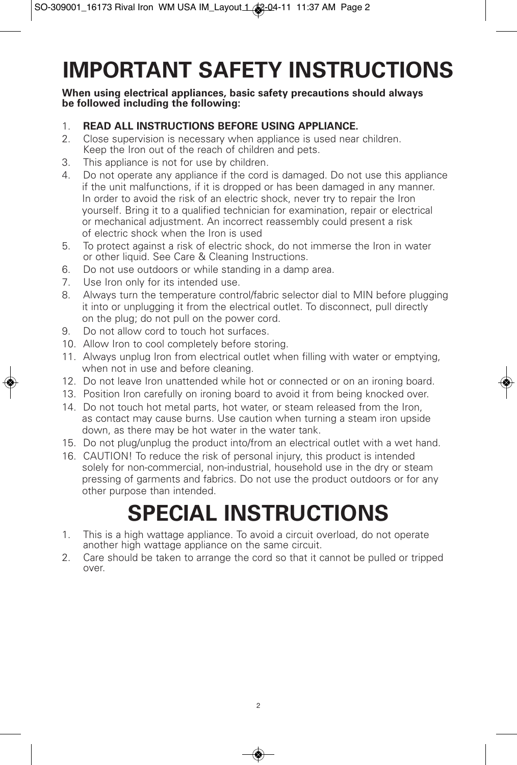# IMPORTANT SAFETY INSTRUCTIONS

**When using electrical appliances, basic safety precautions should always be followed including the following:**

1. **READ ALL INSTRUCTIONS BEFORE USING APPLIANCE.**
2. Close supervision is necessary when appliance is used near children. Keep the Iron out of the reach of children and pets.
3. This appliance is not for use by children.
4. Do not operate any appliance if the cord is damaged. Do not use this appliance if the unit malfunctions, if it is dropped or has been damaged in any manner. In order to avoid the risk of an electric shock, never try to repair the Iron yourself. Bring it to a qualified technician for examination, repair or electrical or mechanical adjustment. An incorrect reassembly could present a risk of electric shock when the Iron is used
5. To protect against a risk of electric shock, do not immerse the Iron in water or other liquid. See Care & Cleaning Instructions.
6. Do not use outdoors or while standing in a damp area.
7. Use Iron only for its intended use.
8. Always turn the temperature control/fabric selector dial to MIN before plugging it into or unplugging it from the electrical outlet. To disconnect, pull directly on the plug; do not pull on the power cord.
9. Do not allow cord to touch hot surfaces.
10. Allow Iron to cool completely before storing.
11. Always unplug Iron from electrical outlet when filling with water or emptying, when not in use and before cleaning.
12. Do not leave Iron unattended while hot or connected or on an ironing board.
13. Position Iron carefully on ironing board to avoid it from being knocked over.
14. Do not touch hot metal parts, hot water, or steam released from the Iron, as contact may cause burns. Use caution when turning a steam iron upside down, as there may be hot water in the water tank.
15. Do not plug/unplug the product into/from an electrical outlet with a wet hand.
16. CAUTION! To reduce the risk of personal injury, this product is intended solely for non-commercial, non-industrial, household use in the dry or steam pressing of garments and fabrics. Do not use the product outdoors or for any other purpose than intended.

# SPECIAL INSTRUCTIONS

1. This is a high wattage appliance. To avoid a circuit overload, do not operate another high wattage appliance on the same circuit.
2. Care should be taken to arrange the cord so that it cannot be pulled or tripped over.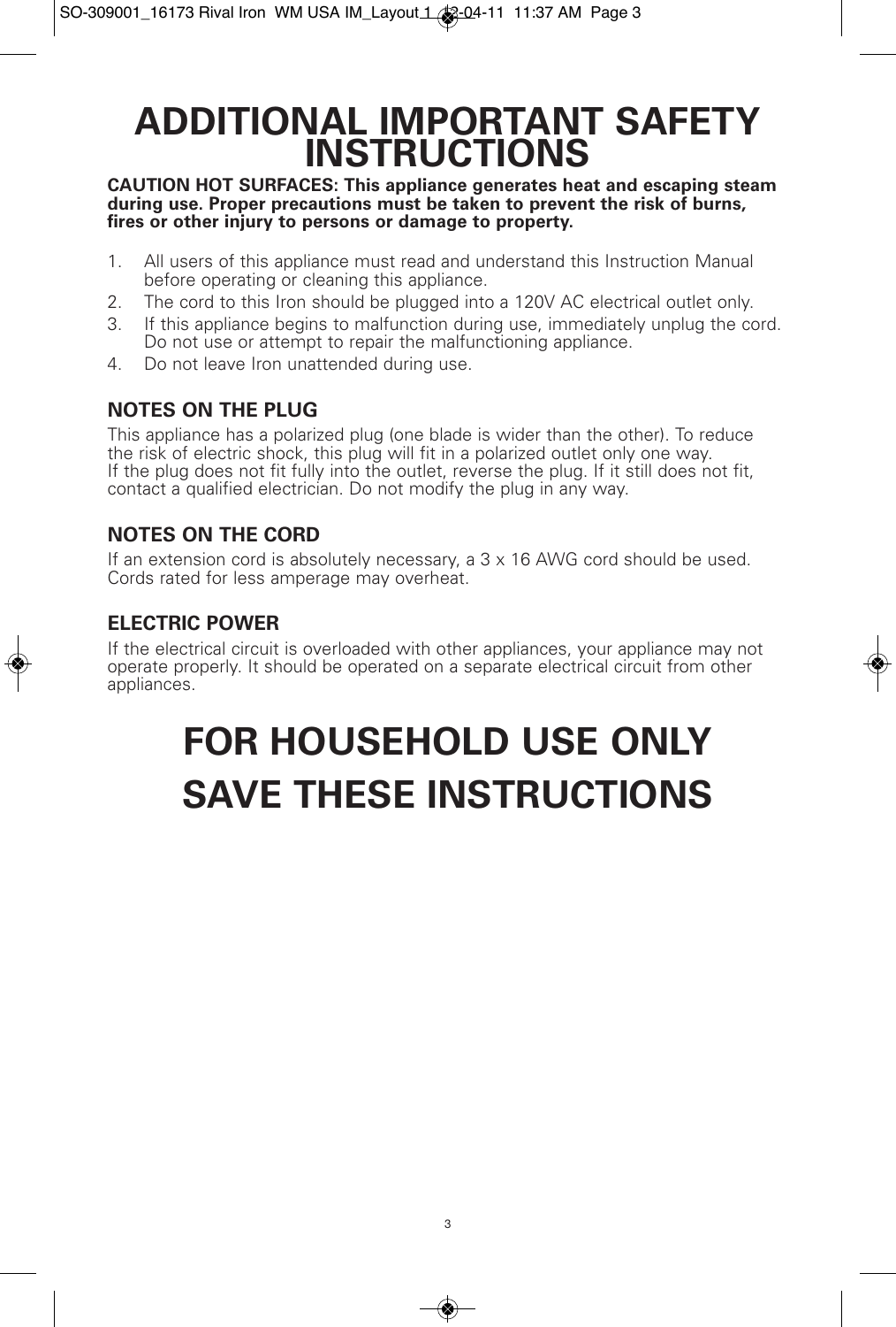# ADDITIONAL IMPORTANT SAFETY INSTRUCTIONS

**CAUTION HOT SURFACES: This appliance generates heat and escaping steam during use. Proper precautions must be taken to prevent the risk of burns, fires or other injury to persons or damage to property.**

1. All users of this appliance must read and understand this Instruction Manual before operating or cleaning this appliance.
2. The cord to this Iron should be plugged into a 120V AC electrical outlet only.
3. If this appliance begins to malfunction during use, immediately unplug the cord. Do not use or attempt to repair the malfunctioning appliance.
4. Do not leave Iron unattended during use.

### NOTES ON THE PLUG

This appliance has a polarized plug (one blade is wider than the other). To reduce the risk of electric shock, this plug will fit in a polarized outlet only one way. If the plug does not fit fully into the outlet, reverse the plug. If it still does not fit, contact a qualified electrician. Do not modify the plug in any way.

### NOTES ON THE CORD

If an extension cord is absolutely necessary, a 3 x 16 AWG cord should be used. Cords rated for less amperage may overheat.

### ELECTRIC POWER

If the electrical circuit is overloaded with other appliances, your appliance may not operate properly. It should be operated on a separate electrical circuit from other appliances.

# FOR HOUSEHOLD USE ONLY

# SAVE THESE INSTRUCTIONS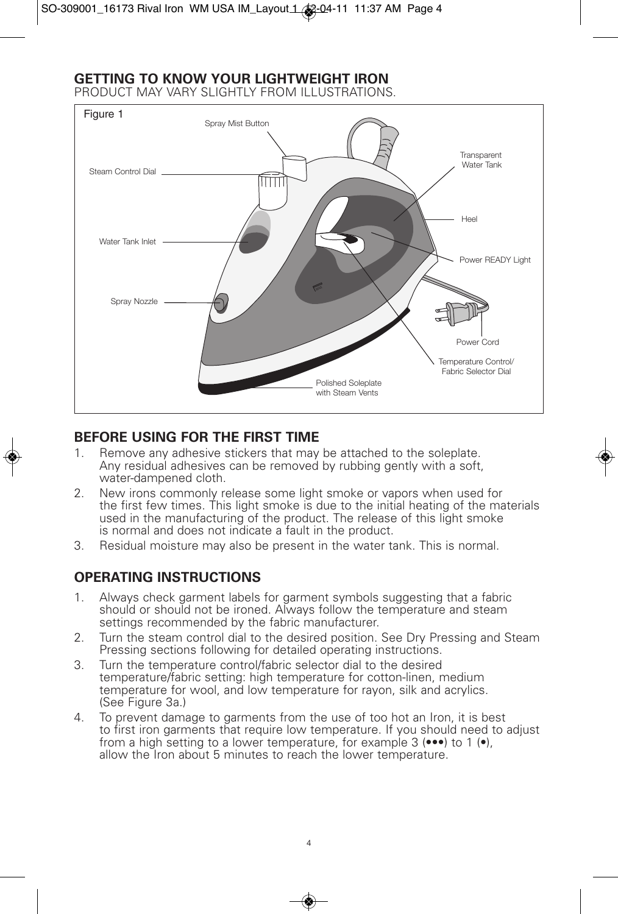## GETTING TO KNOW YOUR LIGHTWEIGHT IRON

PRODUCT MAY VARY SLIGHTLY FROM ILLUSTRATIONS.

Figure 1

Spray Mist Button
Steam Control Dial
Water Tank Inlet
Spray Nozzle
Transparent Water Tank
Heel
Power READY Light
Power Cord
Temperature Control/ Fabric Selector Dial
Polished Soleplate with Steam Vents

## BEFORE USING FOR THE FIRST TIME

1. Remove any adhesive stickers that may be attached to the soleplate. Any residual adhesives can be removed by rubbing gently with a soft, water-dampened cloth.
2. New irons commonly release some light smoke or vapors when used for the first few times. This light smoke is due to the initial heating of the materials used in the manufacturing of the product. The release of this light smoke is normal and does not indicate a fault in the product.
3. Residual moisture may also be present in the water tank. This is normal.

## OPERATING INSTRUCTIONS

1. Always check garment labels for garment symbols suggesting that a fabric should or should not be ironed. Always follow the temperature and steam settings recommended by the fabric manufacturer.
2. Turn the steam control dial to the desired position. See Dry Pressing and Steam Pressing sections following for detailed operating instructions.
3. Turn the temperature control/fabric selector dial to the desired temperature/fabric setting: high temperature for cotton-linen, medium temperature for wool, and low temperature for rayon, silk and acrylics. (See Figure 3a.)
4. To prevent damage to garments from the use of too hot an Iron, it is best to first iron garments that require low temperature. If you should need to adjust from a high setting to a lower temperature, for example 3 (•••) to 1 (•), allow the Iron about 5 minutes to reach the lower temperature.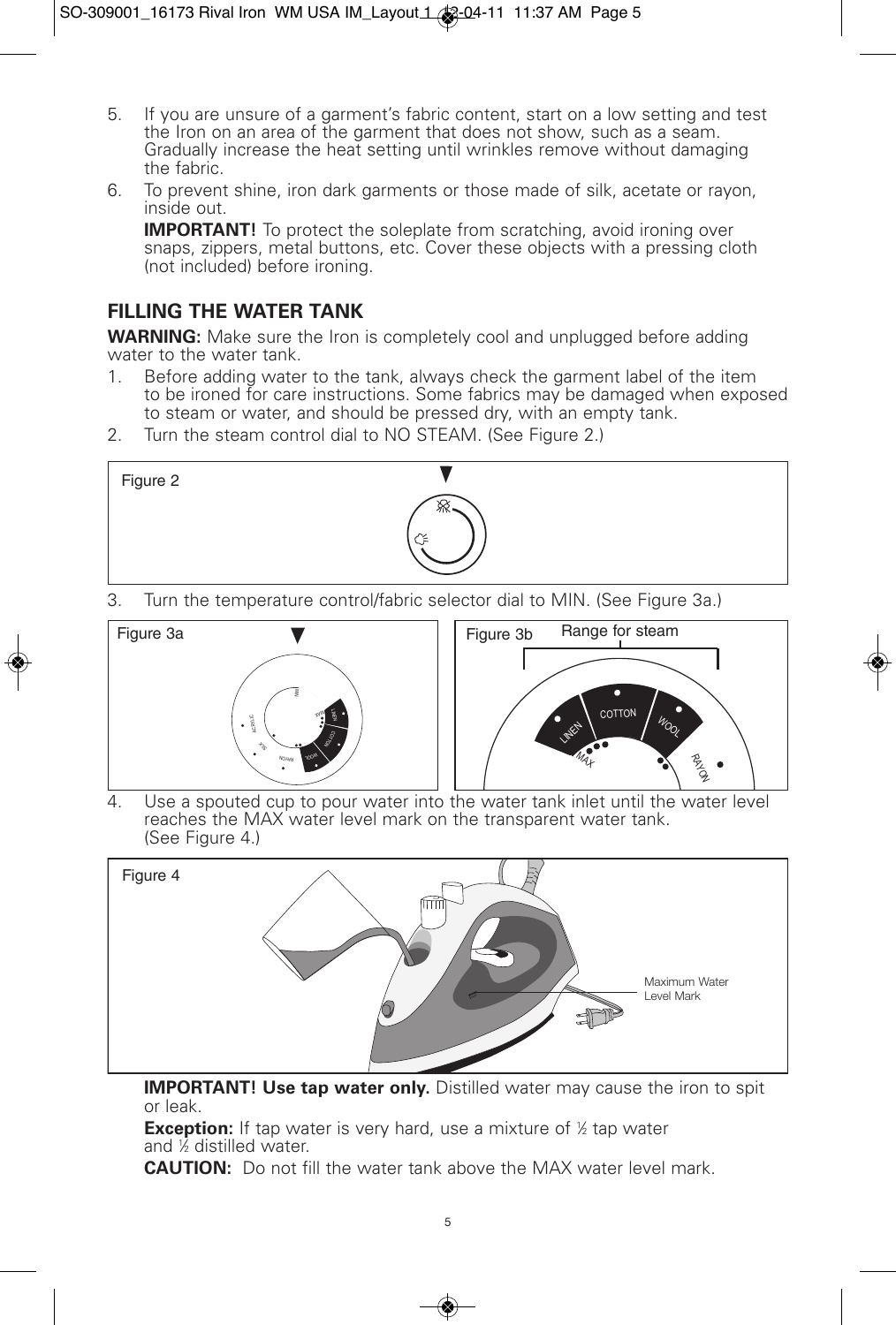5. If you are unsure of a garment's fabric content, start on a low setting and test the Iron on an area of the garment that does not show, such as a seam. Gradually increase the heat setting until wrinkles remove without damaging the fabric.
6. To prevent shine, iron dark garments or those made of silk, acetate or rayon, inside out.

   **IMPORTANT!** To protect the soleplate from scratching, avoid ironing over snaps, zippers, metal buttons, etc. Cover these objects with a pressing cloth (not included) before ironing.

## FILLING THE WATER TANK

**WARNING:** Make sure the Iron is completely cool and unplugged before adding water to the water tank.

1. Before adding water to the tank, always check the garment label of the item to be ironed for care instructions. Some fabrics may be damaged when exposed to steam or water, and should be pressed dry, with an empty tank.
2. Turn the steam control dial to NO STEAM. (See Figure 2.)

Figure 2

3. Turn the temperature control/fabric selector dial to MIN. (See Figure 3a.)

Figure 3a

Figure 3b Range for steam

4. Use a spouted cup to pour water into the water tank inlet until the water level reaches the MAX water level mark on the transparent water tank. (See Figure 4.)

Figure 4

Maximum Water Level Mark

**IMPORTANT! Use tap water only.** Distilled water may cause the iron to spit or leak.

**Exception:** If tap water is very hard, use a mixture of ½ tap water and ½ distilled water.

**CAUTION:** Do not fill the water tank above the MAX water level mark.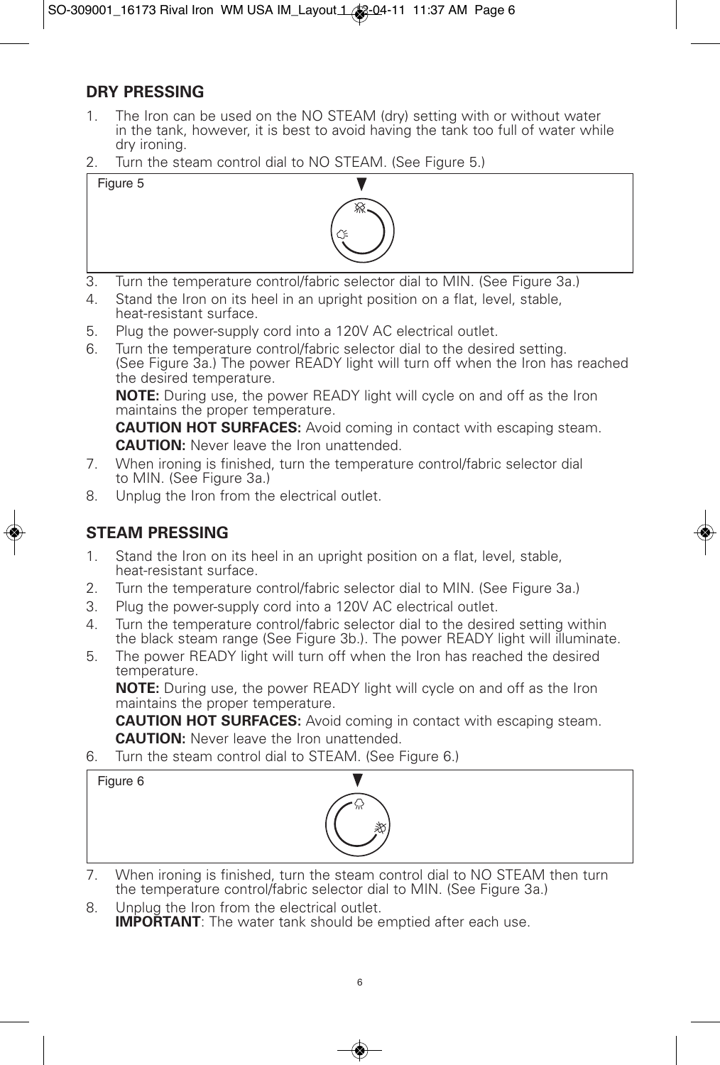## DRY PRESSING

1. The Iron can be used on the NO STEAM (dry) setting with or without water in the tank, however, it is best to avoid having the tank too full of water while dry ironing.
2. Turn the steam control dial to NO STEAM. (See Figure 5.)

Figure 5

3. Turn the temperature control/fabric selector dial to MIN. (See Figure 3a.)
4. Stand the Iron on its heel in an upright position on a flat, level, stable, heat-resistant surface.
5. Plug the power-supply cord into a 120V AC electrical outlet.
6. Turn the temperature control/fabric selector dial to the desired setting. (See Figure 3a.) The power READY light will turn off when the Iron has reached the desired temperature.

   **NOTE:** During use, the power READY light will cycle on and off as the Iron maintains the proper temperature.

   **CAUTION HOT SURFACES:** Avoid coming in contact with escaping steam.

   **CAUTION:** Never leave the Iron unattended.
7. When ironing is finished, turn the temperature control/fabric selector dial to MIN. (See Figure 3a.)
8. Unplug the Iron from the electrical outlet.

## STEAM PRESSING

1. Stand the Iron on its heel in an upright position on a flat, level, stable, heat-resistant surface.
2. Turn the temperature control/fabric selector dial to MIN. (See Figure 3a.)
3. Plug the power-supply cord into a 120V AC electrical outlet.
4. Turn the temperature control/fabric selector dial to the desired setting within the black steam range (See Figure 3b.). The power READY light will illuminate.
5. The power READY light will turn off when the Iron has reached the desired temperature.

   **NOTE:** During use, the power READY light will cycle on and off as the Iron maintains the proper temperature.

   **CAUTION HOT SURFACES:** Avoid coming in contact with escaping steam.

   **CAUTION:** Never leave the Iron unattended.
6. Turn the steam control dial to STEAM. (See Figure 6.)

Figure 6

7. When ironing is finished, turn the steam control dial to NO STEAM then turn the temperature control/fabric selector dial to MIN. (See Figure 3a.)
8. Unplug the Iron from the electrical outlet.

   **IMPORTANT**: The water tank should be emptied after each use.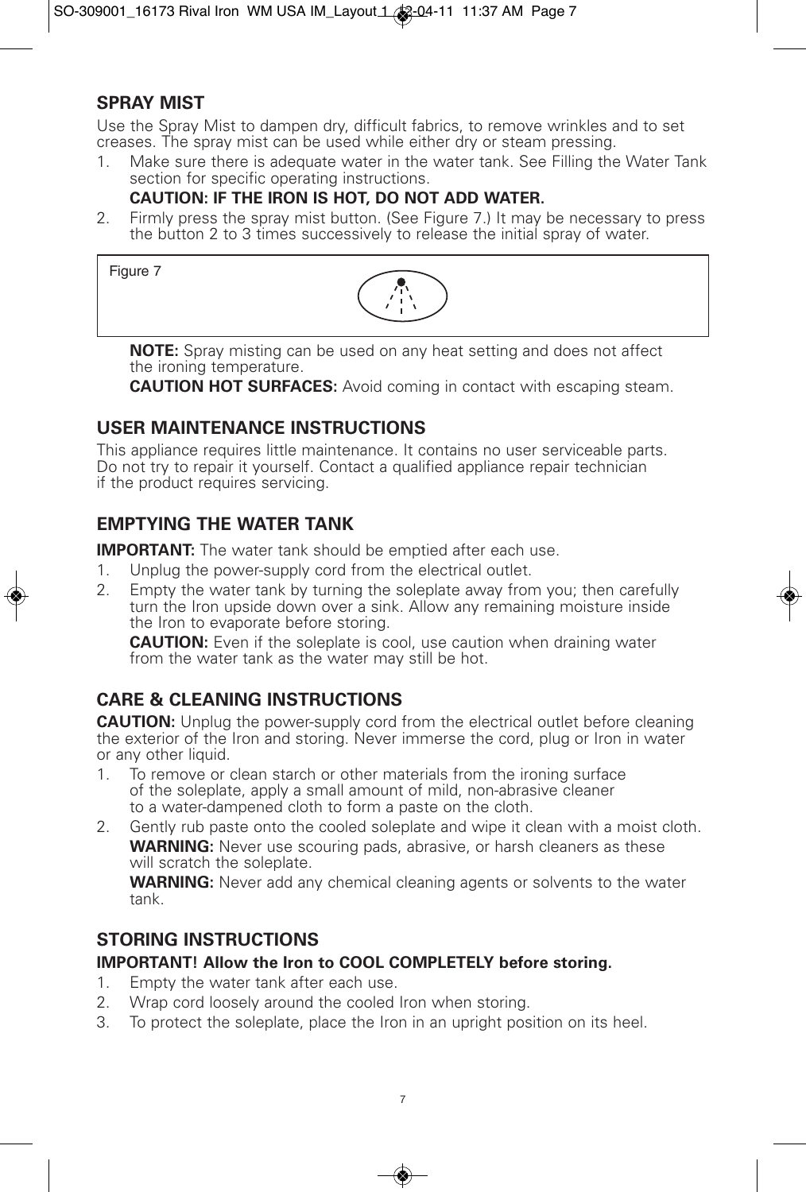## SPRAY MIST

Use the Spray Mist to dampen dry, difficult fabrics, to remove wrinkles and to set creases. The spray mist can be used while either dry or steam pressing.

1. Make sure there is adequate water in the water tank. See Filling the Water Tank section for specific operating instructions.

   **CAUTION: IF THE IRON IS HOT, DO NOT ADD WATER.**

2. Firmly press the spray mist button. (See Figure 7.) It may be necessary to press the button 2 to 3 times successively to release the initial spray of water.

Figure 7

**NOTE:** Spray misting can be used on any heat setting and does not affect the ironing temperature.

**CAUTION HOT SURFACES:** Avoid coming in contact with escaping steam.

## USER MAINTENANCE INSTRUCTIONS

This appliance requires little maintenance. It contains no user serviceable parts. Do not try to repair it yourself. Contact a qualified appliance repair technician if the product requires servicing.

## EMPTYING THE WATER TANK

**IMPORTANT:** The water tank should be emptied after each use.

1. Unplug the power-supply cord from the electrical outlet.
2. Empty the water tank by turning the soleplate away from you; then carefully turn the Iron upside down over a sink. Allow any remaining moisture inside the Iron to evaporate before storing.

   **CAUTION:** Even if the soleplate is cool, use caution when draining water from the water tank as the water may still be hot.

## CARE & CLEANING INSTRUCTIONS

**CAUTION:** Unplug the power-supply cord from the electrical outlet before cleaning the exterior of the Iron and storing. Never immerse the cord, plug or Iron in water or any other liquid.

1. To remove or clean starch or other materials from the ironing surface of the soleplate, apply a small amount of mild, non-abrasive cleaner to a water-dampened cloth to form a paste on the cloth.
2. Gently rub paste onto the cooled soleplate and wipe it clean with a moist cloth.

   **WARNING:** Never use scouring pads, abrasive, or harsh cleaners as these will scratch the soleplate.

   **WARNING:** Never add any chemical cleaning agents or solvents to the water tank.

## STORING INSTRUCTIONS

**IMPORTANT! Allow the Iron to COOL COMPLETELY before storing.**

1. Empty the water tank after each use.
2. Wrap cord loosely around the cooled Iron when storing.
3. To protect the soleplate, place the Iron in an upright position on its heel.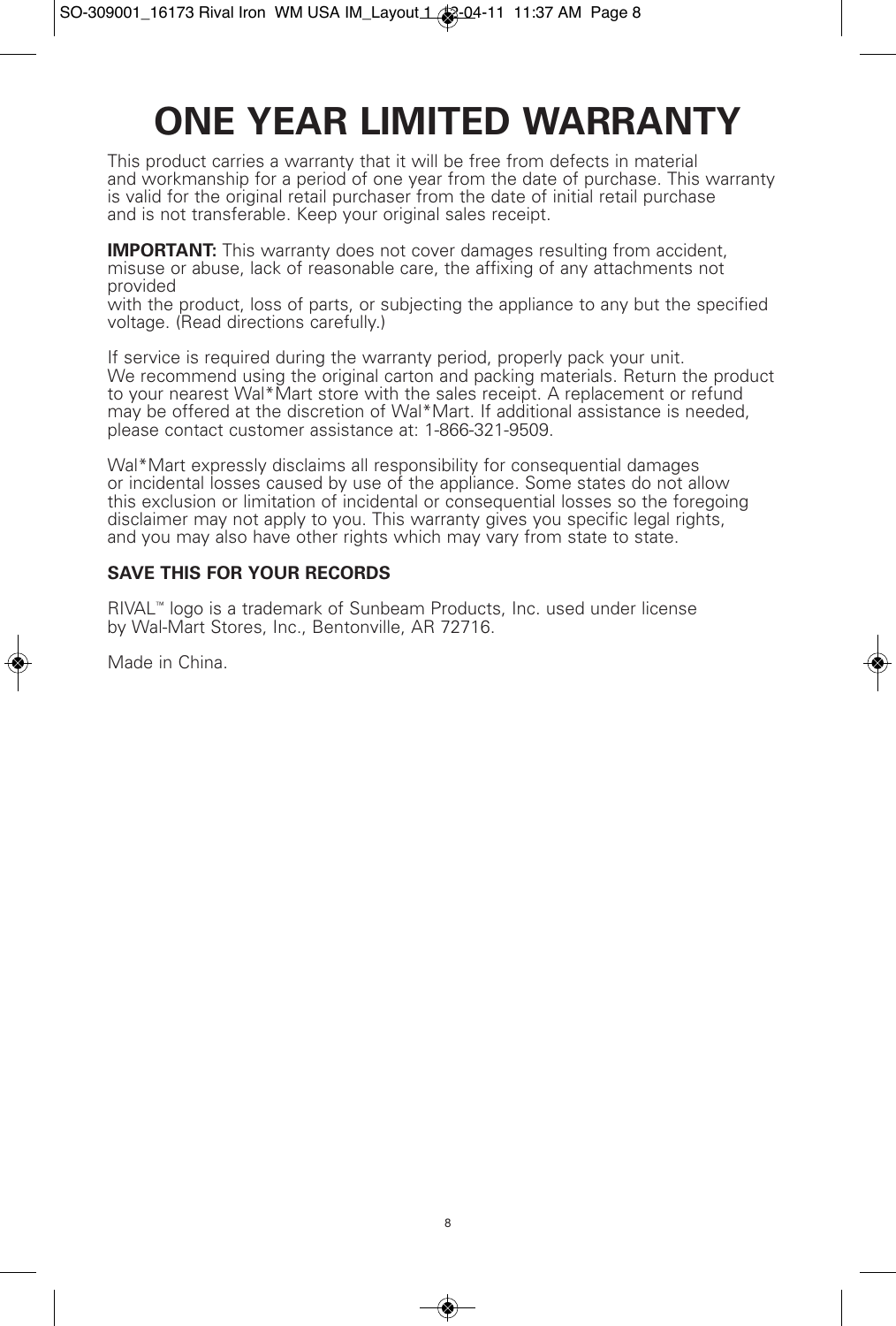# ONE YEAR LIMITED WARRANTY

This product carries a warranty that it will be free from defects in material and workmanship for a period of one year from the date of purchase. This warranty is valid for the original retail purchaser from the date of initial retail purchase and is not transferable. Keep your original sales receipt.

**IMPORTANT:** This warranty does not cover damages resulting from accident, misuse or abuse, lack of reasonable care, the affixing of any attachments not provided with the product, loss of parts, or subjecting the appliance to any but the specified voltage. (Read directions carefully.)

If service is required during the warranty period, properly pack your unit. We recommend using the original carton and packing materials. Return the product to your nearest Wal*Mart store with the sales receipt. A replacement or refund may be offered at the discretion of Wal*Mart. If additional assistance is needed, please contact customer assistance at: 1-866-321-9509.

Wal*Mart expressly disclaims all responsibility for consequential damages or incidental losses caused by use of the appliance. Some states do not allow this exclusion or limitation of incidental or consequential losses so the foregoing disclaimer may not apply to you. This warranty gives you specific legal rights, and you may also have other rights which may vary from state to state.

**SAVE THIS FOR YOUR RECORDS**

RIVAL™ logo is a trademark of Sunbeam Products, Inc. used under license by Wal-Mart Stores, Inc., Bentonville, AR 72716.

Made in China.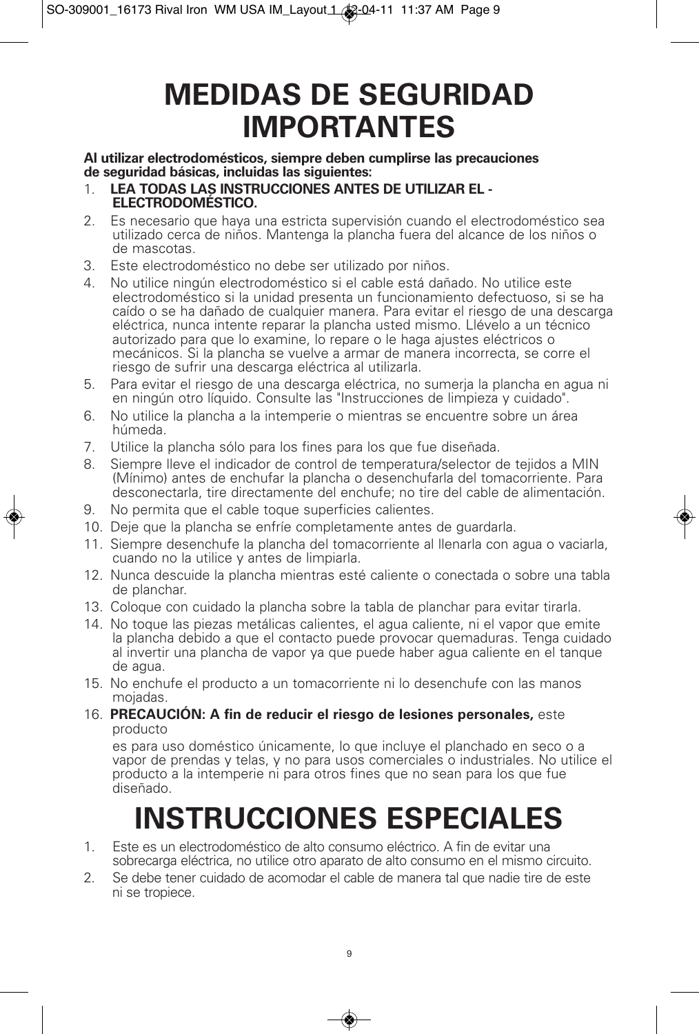# MEDIDAS DE SEGURIDAD IMPORTANTES

**Al utilizar electrodomésticos, siempre deben cumplirse las precauciones de seguridad básicas, incluidas las siguientes:**

1. **LEA TODAS LAS INSTRUCCIONES ANTES DE UTILIZAR EL - ELECTRODOMÉSTICO.**
2. Es necesario que haya una estricta supervisión cuando el electrodoméstico sea utilizado cerca de niños. Mantenga la plancha fuera del alcance de los niños o de mascotas.
3. Este electrodoméstico no debe ser utilizado por niños.
4. No utilice ningún electrodoméstico si el cable está dañado. No utilice este electrodoméstico si la unidad presenta un funcionamiento defectuoso, si se ha caído o se ha dañado de cualquier manera. Para evitar el riesgo de una descarga eléctrica, nunca intente reparar la plancha usted mismo. Llévelo a un técnico autorizado para que lo examine, lo repare o le haga ajustes eléctricos o mecánicos. Si la plancha se vuelve a armar de manera incorrecta, se corre el riesgo de sufrir una descarga eléctrica al utilizarla.
5. Para evitar el riesgo de una descarga eléctrica, no sumerja la plancha en agua ni en ningún otro líquido. Consulte las "Instrucciones de limpieza y cuidado".
6. No utilice la plancha a la intemperie o mientras se encuentre sobre un área húmeda.
7. Utilice la plancha sólo para los fines para los que fue diseñada.
8. Siempre lleve el indicador de control de temperatura/selector de tejidos a MIN (Mínimo) antes de enchufar la plancha o desenchufarla del tomacorriente. Para desconectarla, tire directamente del enchufe; no tire del cable de alimentación.
9. No permita que el cable toque superficies calientes.
10. Deje que la plancha se enfríe completamente antes de guardarla.
11. Siempre desenchufe la plancha del tomacorriente al llenarla con agua o vaciarla, cuando no la utilice y antes de limpiarla.
12. Nunca descuide la plancha mientras esté caliente o conectada o sobre una tabla de planchar.
13. Coloque con cuidado la plancha sobre la tabla de planchar para evitar tirarla.
14. No toque las piezas metálicas calientes, el agua caliente, ni el vapor que emite la plancha debido a que el contacto puede provocar quemaduras. Tenga cuidado al invertir una plancha de vapor ya que puede haber agua caliente en el tanque de agua.
15. No enchufe el producto a un tomacorriente ni lo desenchufe con las manos mojadas.
16. **PRECAUCIÓN: A fin de reducir el riesgo de lesiones personales,** este producto

    es para uso doméstico únicamente, lo que incluye el planchado en seco o a vapor de prendas y telas, y no para usos comerciales o industriales. No utilice el producto a la intemperie ni para otros fines que no sean para los que fue diseñado.

# INSTRUCCIONES ESPECIALES

1. Este es un electrodoméstico de alto consumo eléctrico. A fin de evitar una sobrecarga eléctrica, no utilice otro aparato de alto consumo en el mismo circuito.
2. Se debe tener cuidado de acomodar el cable de manera tal que nadie tire de este ni se tropiece.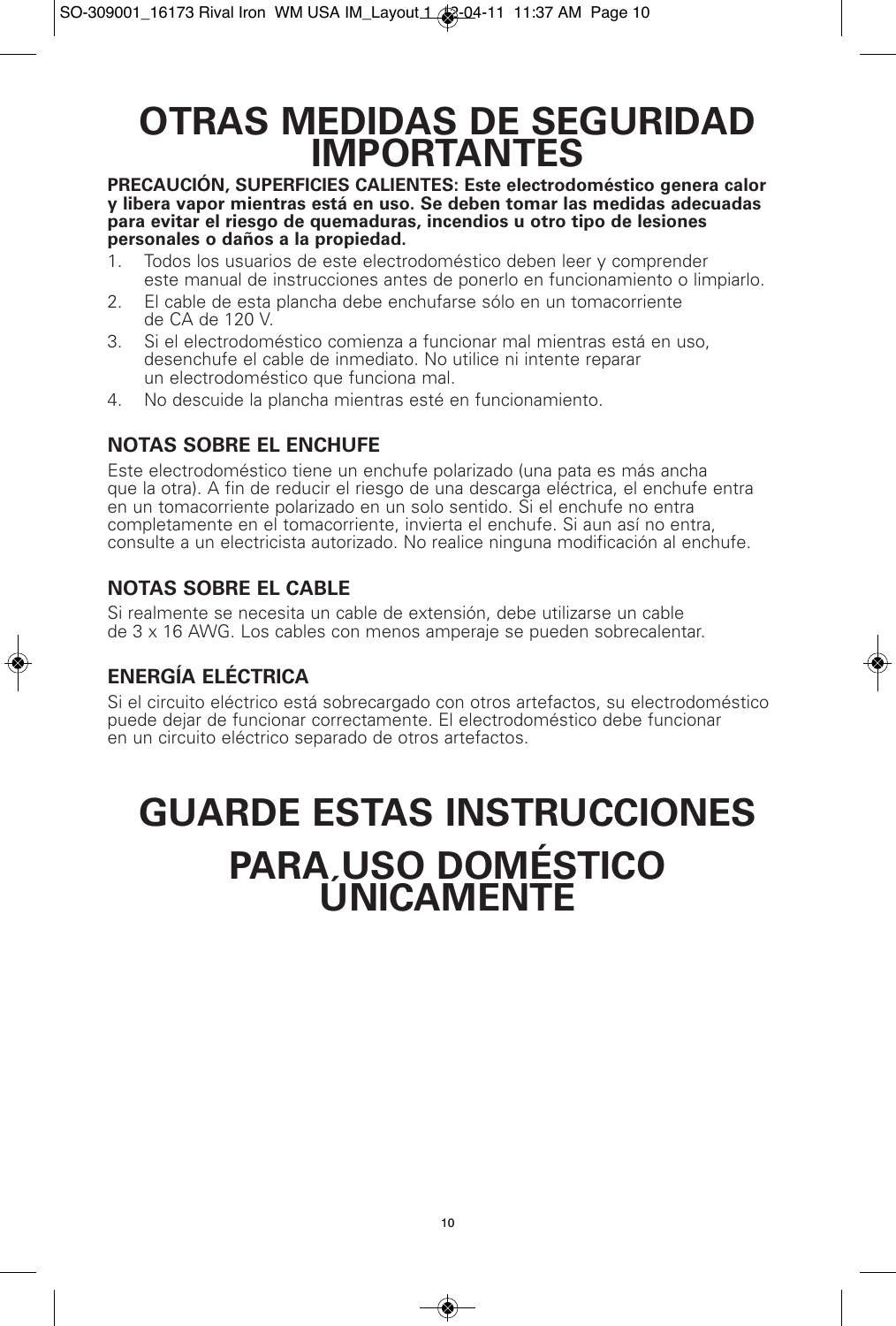# OTRAS MEDIDAS DE SEGURIDAD IMPORTANTES

**PRECAUCIÓN, SUPERFICIES CALIENTES: Este electrodoméstico genera calor y libera vapor mientras está en uso. Se deben tomar las medidas adecuadas para evitar el riesgo de quemaduras, incendios u otro tipo de lesiones personales o daños a la propiedad.**

1. Todos los usuarios de este electrodoméstico deben leer y comprender este manual de instrucciones antes de ponerlo en funcionamiento o limpiarlo.
2. El cable de esta plancha debe enchufarse sólo en un tomacorriente de CA de 120 V.
3. Si el electrodoméstico comienza a funcionar mal mientras está en uso, desenchufe el cable de inmediato. No utilice ni intente reparar un electrodoméstico que funciona mal.
4. No descuide la plancha mientras esté en funcionamiento.

### NOTAS SOBRE EL ENCHUFE

Este electrodoméstico tiene un enchufe polarizado (una pata es más ancha que la otra). A fin de reducir el riesgo de una descarga eléctrica, el enchufe entra en un tomacorriente polarizado en un solo sentido. Si el enchufe no entra completamente en el tomacorriente, invierta el enchufe. Si aun así no entra, consulte a un electricista autorizado. No realice ninguna modificación al enchufe.

### NOTAS SOBRE EL CABLE

Si realmente se necesita un cable de extensión, debe utilizarse un cable de 3 x 16 AWG. Los cables con menos amperaje se pueden sobrecalentar.

### ENERGÍA ELÉCTRICA

Si el circuito eléctrico está sobrecargado con otros artefactos, su electrodoméstico puede dejar de funcionar correctamente. El electrodoméstico debe funcionar en un circuito eléctrico separado de otros artefactos.

# GUARDE ESTAS INSTRUCCIONES

# PARA USO DOMÉSTICO ÚNICAMENTE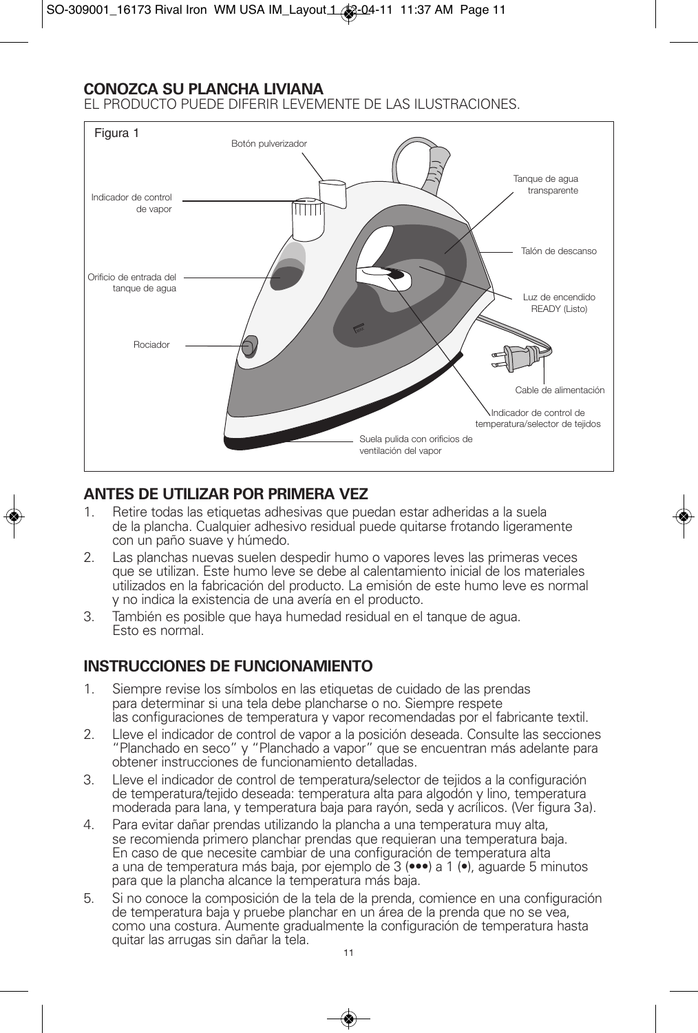## CONOZCA SU PLANCHA LIVIANA

EL PRODUCTO PUEDE DIFERIR LEVEMENTE DE LAS ILUSTRACIONES.

Figura 1

Botón pulverizador

Indicador de control de vapor

Orificio de entrada del tanque de agua

Rociador

Tanque de agua transparente

Talón de descanso

Luz de encendido READY (Listo)

Cable de alimentación

Indicador de control de temperatura/selector de tejidos

Suela pulida con orificios de ventilación del vapor

## ANTES DE UTILIZAR POR PRIMERA VEZ

1. Retire todas las etiquetas adhesivas que puedan estar adheridas a la suela de la plancha. Cualquier adhesivo residual puede quitarse frotando ligeramente con un paño suave y húmedo.
2. Las planchas nuevas suelen despedir humo o vapores leves las primeras veces que se utilizan. Este humo leve se debe al calentamiento inicial de los materiales utilizados en la fabricación del producto. La emisión de este humo leve es normal y no indica la existencia de una avería en el producto.
3. También es posible que haya humedad residual en el tanque de agua. Esto es normal.

## INSTRUCCIONES DE FUNCIONAMIENTO

1. Siempre revise los símbolos en las etiquetas de cuidado de las prendas para determinar si una tela debe plancharse o no. Siempre respete las configuraciones de temperatura y vapor recomendadas por el fabricante textil.
2. Lleve el indicador de control de vapor a la posición deseada. Consulte las secciones "Planchado en seco" y "Planchado a vapor" que se encuentran más adelante para obtener instrucciones de funcionamiento detalladas.
3. Lleve el indicador de control de temperatura/selector de tejidos a la configuración de temperatura/tejido deseada: temperatura alta para algodón y lino, temperatura moderada para lana, y temperatura baja para rayón, seda y acrílicos. (Ver figura 3a).
4. Para evitar dañar prendas utilizando la plancha a una temperatura muy alta, se recomienda primero planchar prendas que requieran una temperatura baja. En caso de que necesite cambiar de una configuración de temperatura alta a una de temperatura más baja, por ejemplo de 3 (•••) a 1 (•), aguarde 5 minutos para que la plancha alcance la temperatura más baja.
5. Si no conoce la composición de la tela de la prenda, comience en una configuración de temperatura baja y pruebe planchar en un área de la prenda que no se vea, como una costura. Aumente gradualmente la configuración de temperatura hasta quitar las arrugas sin dañar la tela.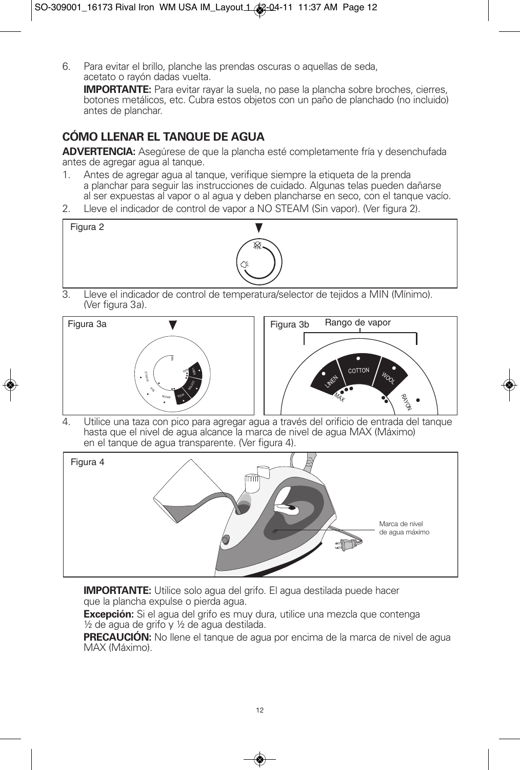6. Para evitar el brillo, planche las prendas oscuras o aquellas de seda, acetato o rayón dadas vuelta.

   **IMPORTANTE:** Para evitar rayar la suela, no pase la plancha sobre broches, cierres, botones metálicos, etc. Cubra estos objetos con un paño de planchado (no incluido) antes de planchar.

## CÓMO LLENAR EL TANQUE DE AGUA

**ADVERTENCIA:** Asegúrese de que la plancha esté completamente fría y desenchufada antes de agregar agua al tanque.

1. Antes de agregar agua al tanque, verifique siempre la etiqueta de la prenda a planchar para seguir las instrucciones de cuidado. Algunas telas pueden dañarse al ser expuestas al vapor o al agua y deben plancharse en seco, con el tanque vacío.
2. Lleve el indicador de control de vapor a NO STEAM (Sin vapor). (Ver figura 2).

Figura 2

3. Lleve el indicador de control de temperatura/selector de tejidos a MIN (Mínimo). (Ver figura 3a).

Figura 3a

Figura 3b — Rango de vapor

4. Utilice una taza con pico para agregar agua a través del orificio de entrada del tanque hasta que el nivel de agua alcance la marca de nivel de agua MAX (Máximo) en el tanque de agua transparente. (Ver figura 4).

Figura 4

Marca de nivel de agua máximo

**IMPORTANTE:** Utilice solo agua del grifo. El agua destilada puede hacer que la plancha expulse o pierda agua.

**Excepción:** Si el agua del grifo es muy dura, utilice una mezcla que contenga ½ de agua de grifo y ½ de agua destilada.

**PRECAUCIÓN:** No llene el tanque de agua por encima de la marca de nivel de agua MAX (Máximo).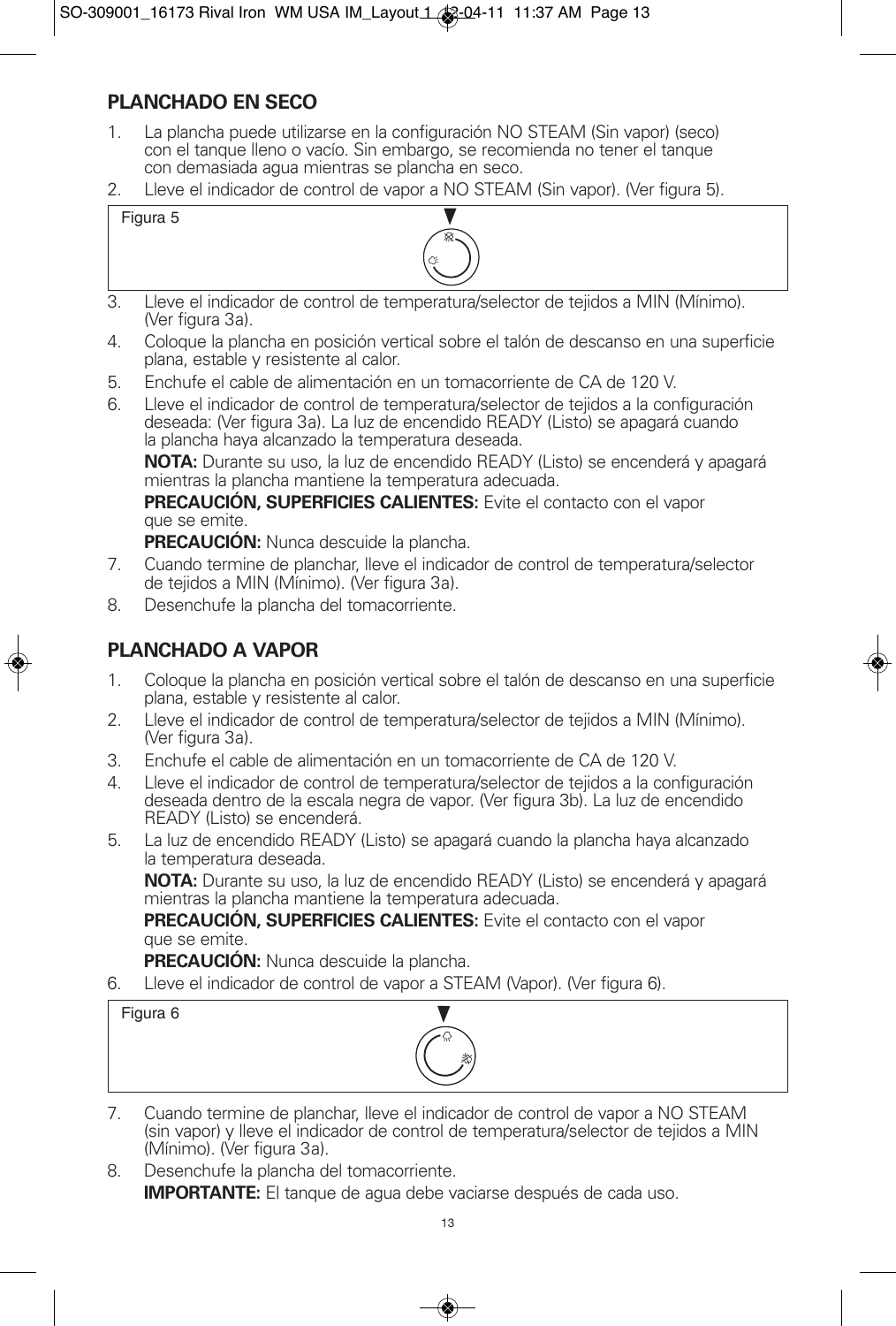## PLANCHADO EN SECO

1. La plancha puede utilizarse en la configuración NO STEAM (Sin vapor) (seco) con el tanque lleno o vacío. Sin embargo, se recomienda no tener el tanque con demasiada agua mientras se plancha en seco.
2. Lleve el indicador de control de vapor a NO STEAM (Sin vapor). (Ver figura 5).

Figura 5

3. Lleve el indicador de control de temperatura/selector de tejidos a MIN (Mínimo). (Ver figura 3a).
4. Coloque la plancha en posición vertical sobre el talón de descanso en una superficie plana, estable y resistente al calor.
5. Enchufe el cable de alimentación en un tomacorriente de CA de 120 V.
6. Lleve el indicador de control de temperatura/selector de tejidos a la configuración deseada: (Ver figura 3a). La luz de encendido READY (Listo) se apagará cuando la plancha haya alcanzado la temperatura deseada.

   **NOTA:** Durante su uso, la luz de encendido READY (Listo) se encenderá y apagará mientras la plancha mantiene la temperatura adecuada.

   **PRECAUCIÓN, SUPERFICIES CALIENTES:** Evite el contacto con el vapor que se emite.

   **PRECAUCIÓN:** Nunca descuide la plancha.
7. Cuando termine de planchar, lleve el indicador de control de temperatura/selector de tejidos a MIN (Mínimo). (Ver figura 3a).
8. Desenchufe la plancha del tomacorriente.

## PLANCHADO A VAPOR

1. Coloque la plancha en posición vertical sobre el talón de descanso en una superficie plana, estable y resistente al calor.
2. Lleve el indicador de control de temperatura/selector de tejidos a MIN (Mínimo). (Ver figura 3a).
3. Enchufe el cable de alimentación en un tomacorriente de CA de 120 V.
4. Lleve el indicador de control de temperatura/selector de tejidos a la configuración deseada dentro de la escala negra de vapor. (Ver figura 3b). La luz de encendido READY (Listo) se encenderá.
5. La luz de encendido READY (Listo) se apagará cuando la plancha haya alcanzado la temperatura deseada.

   **NOTA:** Durante su uso, la luz de encendido READY (Listo) se encenderá y apagará mientras la plancha mantiene la temperatura adecuada.

   **PRECAUCIÓN, SUPERFICIES CALIENTES:** Evite el contacto con el vapor que se emite.

   **PRECAUCIÓN:** Nunca descuide la plancha.
6. Lleve el indicador de control de vapor a STEAM (Vapor). (Ver figura 6).

Figura 6

7. Cuando termine de planchar, lleve el indicador de control de vapor a NO STEAM (sin vapor) y lleve el indicador de control de temperatura/selector de tejidos a MIN (Mínimo). (Ver figura 3a).
8. Desenchufe la plancha del tomacorriente.

   **IMPORTANTE:** El tanque de agua debe vaciarse después de cada uso.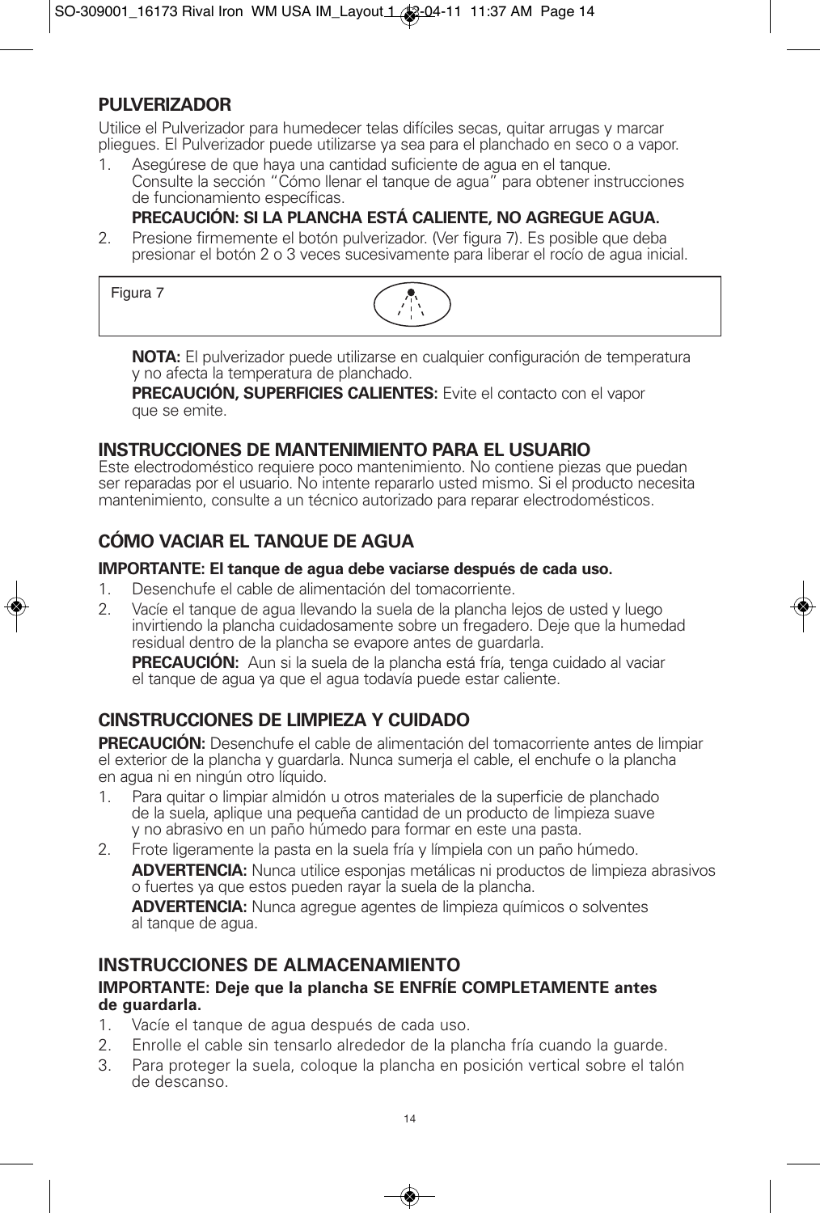## PULVERIZADOR

Utilice el Pulverizador para humedecer telas difíciles secas, quitar arrugas y marcar pliegues. El Pulverizador puede utilizarse ya sea para el planchado en seco o a vapor.

1. Asegúrese de que haya una cantidad suficiente de agua en el tanque. Consulte la sección "Cómo llenar el tanque de agua" para obtener instrucciones de funcionamiento específicas.

   **PRECAUCIÓN: SI LA PLANCHA ESTÁ CALIENTE, NO AGREGUE AGUA.**

2. Presione firmemente el botón pulverizador. (Ver figura 7). Es posible que deba presionar el botón 2 o 3 veces sucesivamente para liberar el rocío de agua inicial.

Figura 7

**NOTA:** El pulverizador puede utilizarse en cualquier configuración de temperatura y no afecta la temperatura de planchado.

**PRECAUCIÓN, SUPERFICIES CALIENTES:** Evite el contacto con el vapor que se emite.

## INSTRUCCIONES DE MANTENIMIENTO PARA EL USUARIO

Este electrodoméstico requiere poco mantenimiento. No contiene piezas que puedan ser reparadas por el usuario. No intente repararlo usted mismo. Si el producto necesita mantenimiento, consulte a un técnico autorizado para reparar electrodomésticos.

## CÓMO VACIAR EL TANQUE DE AGUA

**IMPORTANTE: El tanque de agua debe vaciarse después de cada uso.**

1. Desenchufe el cable de alimentación del tomacorriente.
2. Vacíe el tanque de agua llevando la suela de la plancha lejos de usted y luego invirtiendo la plancha cuidadosamente sobre un fregadero. Deje que la humedad residual dentro de la plancha se evapore antes de guardarla.

   **PRECAUCIÓN:** Aun si la suela de la plancha está fría, tenga cuidado al vaciar el tanque de agua ya que el agua todavía puede estar caliente.

## CINSTRUCCIONES DE LIMPIEZA Y CUIDADO

**PRECAUCIÓN:** Desenchufe el cable de alimentación del tomacorriente antes de limpiar el exterior de la plancha y guardarla. Nunca sumerja el cable, el enchufe o la plancha en agua ni en ningún otro líquido.

1. Para quitar o limpiar almidón u otros materiales de la superficie de planchado de la suela, aplique una pequeña cantidad de un producto de limpieza suave y no abrasivo en un paño húmedo para formar en este una pasta.
2. Frote ligeramente la pasta en la suela fría y límpiela con un paño húmedo.

   **ADVERTENCIA:** Nunca utilice esponjas metálicas ni productos de limpieza abrasivos o fuertes ya que estos pueden rayar la suela de la plancha.

   **ADVERTENCIA:** Nunca agregue agentes de limpieza químicos o solventes al tanque de agua.

## INSTRUCCIONES DE ALMACENAMIENTO

**IMPORTANTE: Deje que la plancha SE ENFRÍE COMPLETAMENTE antes de guardarla.**

1. Vacíe el tanque de agua después de cada uso.
2. Enrolle el cable sin tensarlo alrededor de la plancha fría cuando la guarde.
3. Para proteger la suela, coloque la plancha en posición vertical sobre el talón de descanso.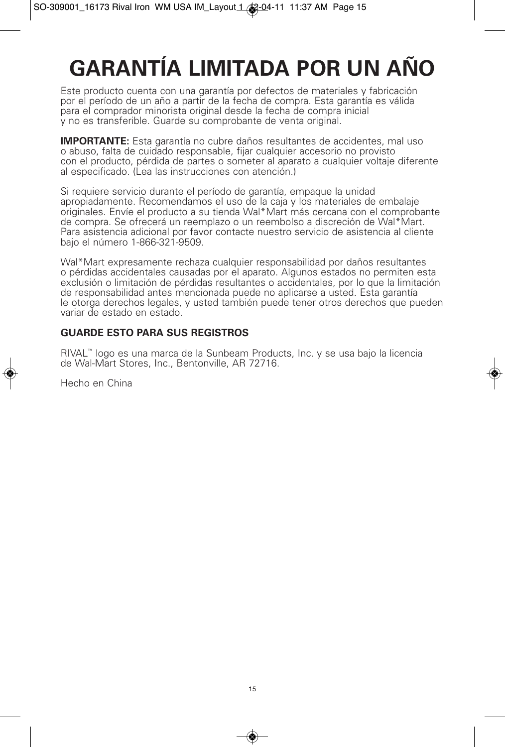# GARANTÍA LIMITADA POR UN AÑO

Este producto cuenta con una garantía por defectos de materiales y fabricación por el período de un año a partir de la fecha de compra. Esta garantía es válida para el comprador minorista original desde la fecha de compra inicial y no es transferible. Guarde su comprobante de venta original.

**IMPORTANTE:** Esta garantía no cubre daños resultantes de accidentes, mal uso o abuso, falta de cuidado responsable, fijar cualquier accesorio no provisto con el producto, pérdida de partes o someter al aparato a cualquier voltaje diferente al especificado. (Lea las instrucciones con atención.)

Si requiere servicio durante el período de garantía, empaque la unidad apropiadamente. Recomendamos el uso de la caja y los materiales de embalaje originales. Envíe el producto a su tienda Wal*Mart más cercana con el comprobante de compra. Se ofrecerá un reemplazo o un reembolso a discreción de Wal*Mart. Para asistencia adicional por favor contacte nuestro servicio de asistencia al cliente bajo el número 1-866-321-9509.

Wal*Mart expresamente rechaza cualquier responsabilidad por daños resultantes o pérdidas accidentales causadas por el aparato. Algunos estados no permiten esta exclusión o limitación de pérdidas resultantes o accidentales, por lo que la limitación de responsabilidad antes mencionada puede no aplicarse a usted. Esta garantía le otorga derechos legales, y usted también puede tener otros derechos que pueden variar de estado en estado.

**GUARDE ESTO PARA SUS REGISTROS**

RIVAL™ logo es una marca de la Sunbeam Products, Inc. y se usa bajo la licencia de Wal-Mart Stores, Inc., Bentonville, AR 72716.

Hecho en China